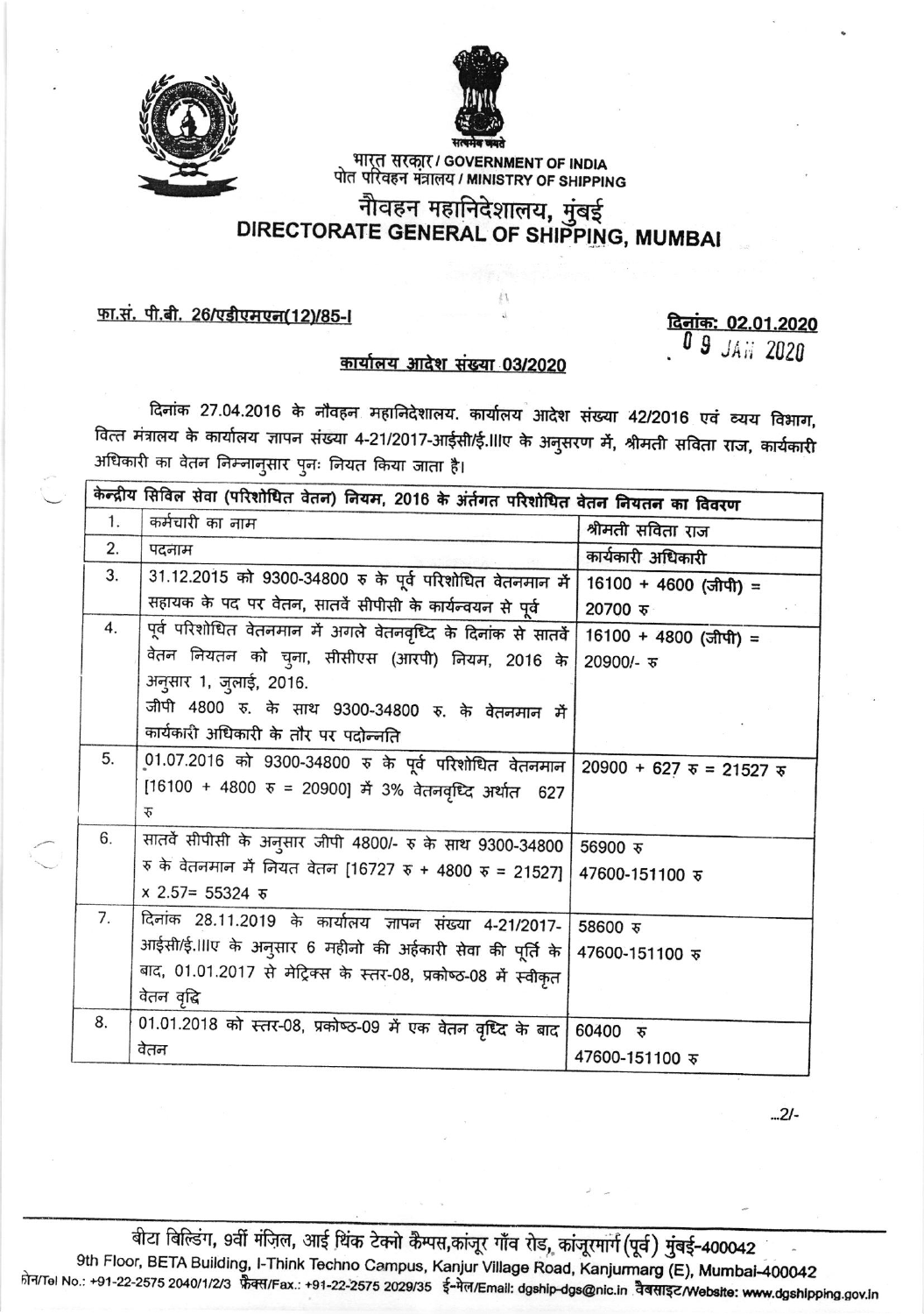भारत सरकार / GOVERNMENT OF INDIA
पोत परिवहन मंत्रालय / MINISTRY OF SHIPPING

# नौवहन महानिदेशालय, मुंबई
# DIRECTORATE GENERAL OF SHIPPING, MUMBAI

फा.सं. पी.बी. 26/एडीएमएन(12)/85-I

दिनांक: 02.01.2020

09 JAN 2020

**कार्यालय आदेश संख्या 03/2020**

दिनांक 27.04.2016 के नौवहन महानिदेशालय. कार्यालय आदेश संख्या 42/2016 एवं व्यय विभाग, वित्त मंत्रालय के कार्यालय ज्ञापन संख्या 4-21/2017-आईसी/ई.IIIए के अनुसरण में, श्रीमती सविता राज, कार्यकारी अधिकारी का वेतन निम्नानुसार पुनः नियत किया जाता है।

| केन्द्रीय सिविल सेवा (परिशोधित वेतन) नियम, 2016 के अंतर्गत परिशोधित वेतन नियतन का विवरण | | |
|---|---|---|
| 1. | कर्मचारी का नाम | श्रीमती सविता राज |
| 2. | पदनाम | कार्यकारी अधिकारी |
| 3. | 31.12.2015 को 9300-34800 रु के पूर्व परिशोधित वेतनमान में सहायक के पद पर वेतन, सातवें सीपीसी के कार्यन्वयन से पूर्व | 16100 + 4600 (जीपी) = 20700 रु |
| 4. | पूर्व परिशोधित वेतनमान में अगले वेतनवृध्दि के दिनांक से सातवें वेतन नियतन को चुना, सीसीएस (आरपी) नियम, 2016 के अनुसार 1, जुलाई, 2016.<br>जीपी 4800 रु. के साथ 9300-34800 रु. के वेतनमान में कार्यकारी अधिकारी के तौर पर पदोन्नति | 16100 + 4800 (जीपी) = 20900/- रु |
| 5. | 01.07.2016 को 9300-34800 रु के पूर्व परिशोधित वेतनमान [16100 + 4800 रु = 20900] में 3% वेतनवृध्दि अर्थात 627 रु | 20900 + 627 रु = 21527 रु |
| 6. | सातवें सीपीसी के अनुसार जीपी 4800/- रु के साथ 9300-34800 रु के वेतनमान में नियत वेतन [16727 रु + 4800 रु = 21527] x 2.57= 55324 रु | 56900 रु<br>47600-151100 रु |
| 7. | दिनांक 28.11.2019 के कार्यालय ज्ञापन संख्या 4-21/2017-आईसी/ई.IIIए के अनुसार 6 महीनो की अर्हकारी सेवा की पूर्ति के बाद, 01.01.2017 से मेट्रिक्स के स्तर-08, प्रकोष्ठ-08 में स्वीकृत वेतन वृद्धि | 58600 रु<br>47600-151100 रु |
| 8. | 01.01.2018 को स्तर-08, प्रकोष्ठ-09 में एक वेतन वृध्दि के बाद वेतन | 60400 रु<br>47600-151100 रु |

...2/-

बीटा बिल्डिंग, 9वीं मंज़िल, आई थिंक टेक्नो कैम्पस,कांजूर गाँव रोड, कांजूरमार्ग (पूर्व) मुंबई-400042
9th Floor, BETA Building, I-Think Techno Campus, Kanjur Village Road, Kanjurmarg (E), Mumbai-400042
फोन/Tel No.: +91-22-2575 2040/1/2/3 फ़ैक्स/Fax.: +91-22-2575 2029/35 ई-मेल/Email: dgship-dgs@nic.in वेबसाइट/Website: www.dgshipping.gov.in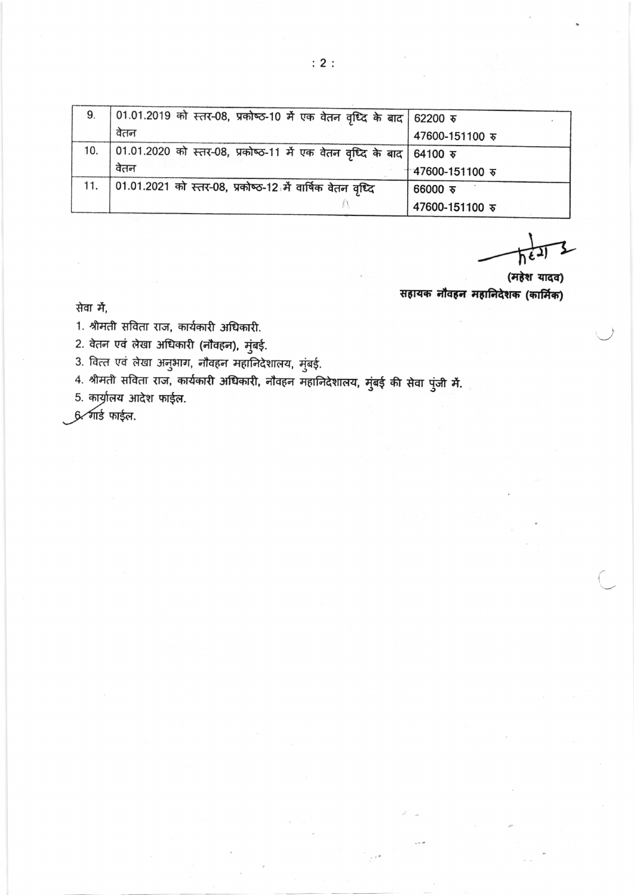| | | |
|---|---|---|
| 9. | 01.01.2019 को स्तर-08, प्रकोष्ठ-10 में एक वेतन वृध्दि के बाद वेतन | 62200 रु<br>47600-151100 रु |
| 10. | 01.01.2020 को स्तर-08, प्रकोष्ठ-11 में एक वेतन वृध्दि के बाद वेतन | 64100 रु<br>47600-151100 रु |
| 11. | 01.01.2021 को स्तर-08, प्रकोष्ठ-12 में वार्षिक वेतन वृध्दि | 66000 रु<br>47600-151100 रु |

(महेश यादव)
सहायक नौवहन महानिदेशक (कार्मिक)

सेवा में,

1. श्रीमती सविता राज, कार्यकारी अधिकारी.
2. वेतन एवं लेखा अधिकारी (नौवहन), मुंबई.
3. वित्त एवं लेखा अनुभाग, नौवहन महानिदेशालय, मुंबई.
4. श्रीमती सविता राज, कार्यकारी अधिकारी, नौवहन महानिदेशालय, मुंबई की सेवा पुंजी में.
5. कार्यालय आदेश फाईल.
6. गार्ड फाईल.